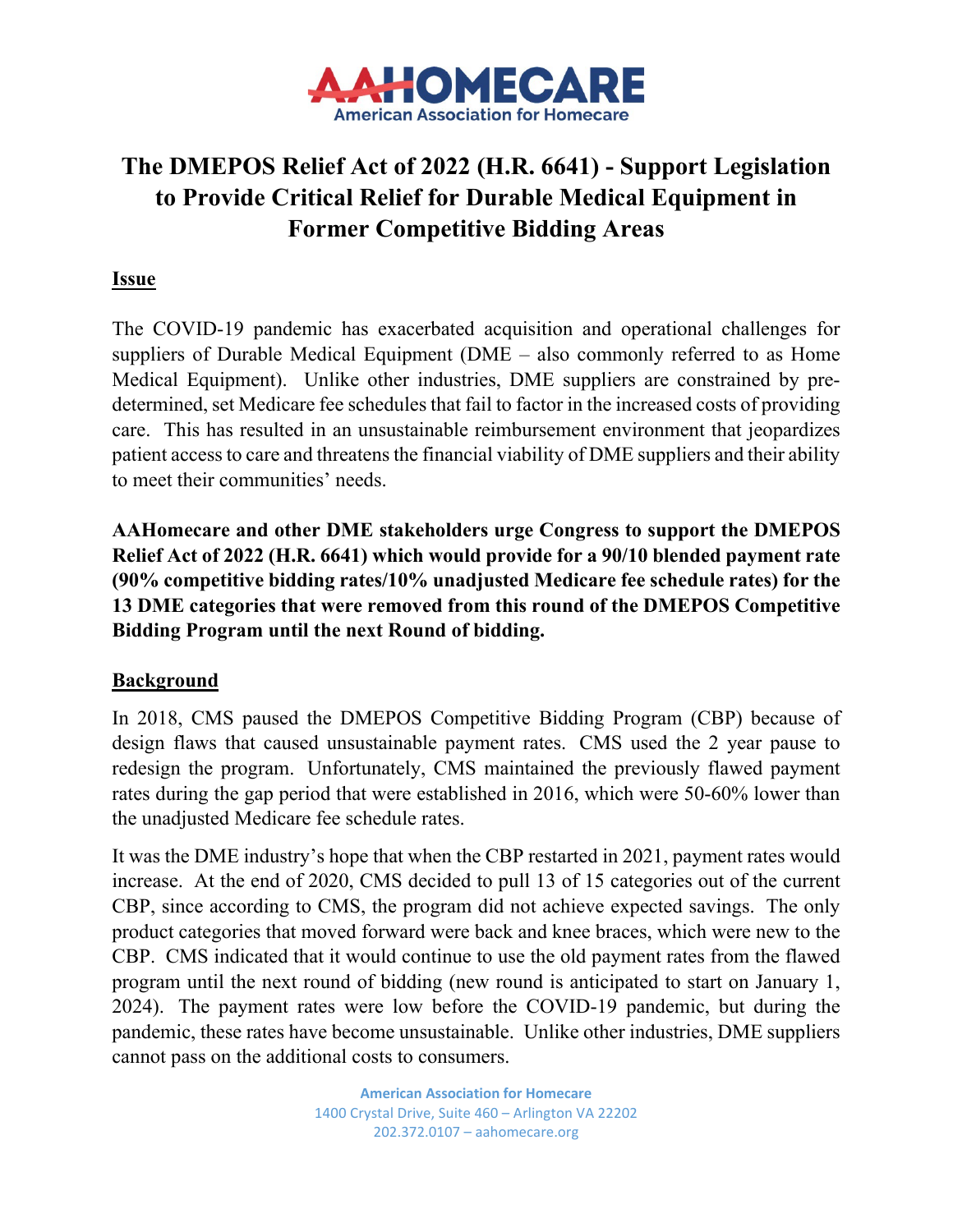# The DMEPOS Relief Act of 2022 (H.R. 6641) - Support Legislation to Provide Critical Relief for Durable Medical Equipment in Former Competitive Bidding Areas

## Issue

The COVID-19 pandemic has exacerbated acquisition and operational challenges for suppliers of Durable Medical Equipment (DME – also commonly referred to as Home Medical Equipment). Unlike other industries, DME suppliers are constrained by pre-determined, set Medicare fee schedules that fail to factor in the increased costs of providing care. This has resulted in an unsustainable reimbursement environment that jeopardizes patient access to care and threatens the financial viability of DME suppliers and their ability to meet their communities' needs.

**AAHomecare and other DME stakeholders urge Congress to support the DMEPOS Relief Act of 2022 (H.R. 6641) which would provide for a 90/10 blended payment rate (90% competitive bidding rates/10% unadjusted Medicare fee schedule rates) for the 13 DME categories that were removed from this round of the DMEPOS Competitive Bidding Program until the next Round of bidding.**

## Background

In 2018, CMS paused the DMEPOS Competitive Bidding Program (CBP) because of design flaws that caused unsustainable payment rates. CMS used the 2 year pause to redesign the program. Unfortunately, CMS maintained the previously flawed payment rates during the gap period that were established in 2016, which were 50-60% lower than the unadjusted Medicare fee schedule rates.

It was the DME industry's hope that when the CBP restarted in 2021, payment rates would increase. At the end of 2020, CMS decided to pull 13 of 15 categories out of the current CBP, since according to CMS, the program did not achieve expected savings. The only product categories that moved forward were back and knee braces, which were new to the CBP. CMS indicated that it would continue to use the old payment rates from the flawed program until the next round of bidding (new round is anticipated to start on January 1, 2024). The payment rates were low before the COVID-19 pandemic, but during the pandemic, these rates have become unsustainable. Unlike other industries, DME suppliers cannot pass on the additional costs to consumers.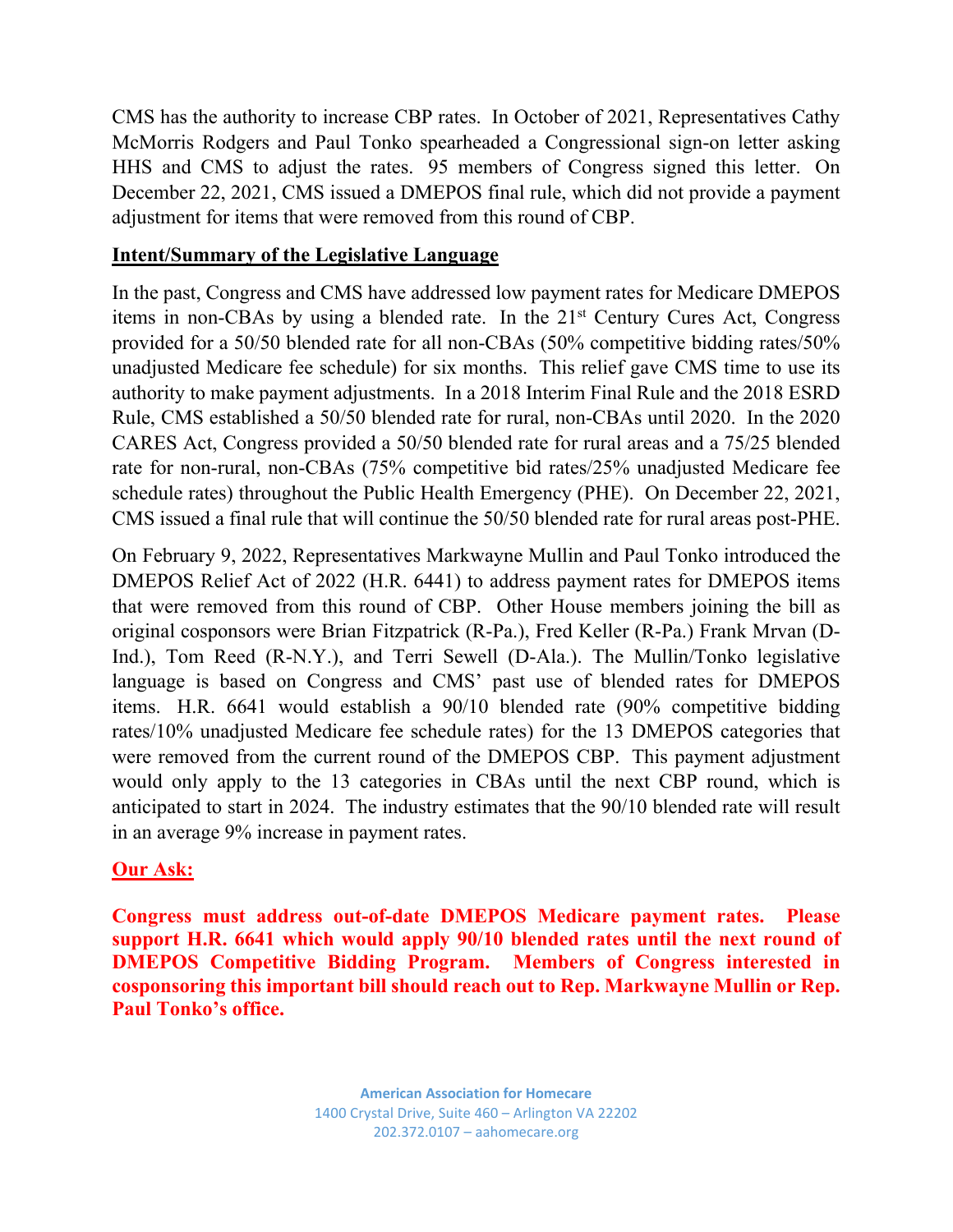CMS has the authority to increase CBP rates. In October of 2021, Representatives Cathy McMorris Rodgers and Paul Tonko spearheaded a Congressional sign-on letter asking HHS and CMS to adjust the rates. 95 members of Congress signed this letter. On December 22, 2021, CMS issued a DMEPOS final rule, which did not provide a payment adjustment for items that were removed from this round of CBP.

**Intent/Summary of the Legislative Language**

In the past, Congress and CMS have addressed low payment rates for Medicare DMEPOS items in non-CBAs by using a blended rate. In the 21st Century Cures Act, Congress provided for a 50/50 blended rate for all non-CBAs (50% competitive bidding rates/50% unadjusted Medicare fee schedule) for six months. This relief gave CMS time to use its authority to make payment adjustments. In a 2018 Interim Final Rule and the 2018 ESRD Rule, CMS established a 50/50 blended rate for rural, non-CBAs until 2020. In the 2020 CARES Act, Congress provided a 50/50 blended rate for rural areas and a 75/25 blended rate for non-rural, non-CBAs (75% competitive bid rates/25% unadjusted Medicare fee schedule rates) throughout the Public Health Emergency (PHE). On December 22, 2021, CMS issued a final rule that will continue the 50/50 blended rate for rural areas post-PHE.

On February 9, 2022, Representatives Markwayne Mullin and Paul Tonko introduced the DMEPOS Relief Act of 2022 (H.R. 6441) to address payment rates for DMEPOS items that were removed from this round of CBP. Other House members joining the bill as original cosponsors were Brian Fitzpatrick (R-Pa.), Fred Keller (R-Pa.) Frank Mrvan (D-Ind.), Tom Reed (R-N.Y.), and Terri Sewell (D-Ala.). The Mullin/Tonko legislative language is based on Congress and CMS' past use of blended rates for DMEPOS items. H.R. 6641 would establish a 90/10 blended rate (90% competitive bidding rates/10% unadjusted Medicare fee schedule rates) for the 13 DMEPOS categories that were removed from the current round of the DMEPOS CBP. This payment adjustment would only apply to the 13 categories in CBAs until the next CBP round, which is anticipated to start in 2024. The industry estimates that the 90/10 blended rate will result in an average 9% increase in payment rates.

**Our Ask:**

**Congress must address out-of-date DMEPOS Medicare payment rates. Please support H.R. 6641 which would apply 90/10 blended rates until the next round of DMEPOS Competitive Bidding Program. Members of Congress interested in cosponsoring this important bill should reach out to Rep. Markwayne Mullin or Rep. Paul Tonko's office.**

**American Association for Homecare**
1400 Crystal Drive, Suite 460 – Arlington VA 22202
202.372.0107 – aahomecare.org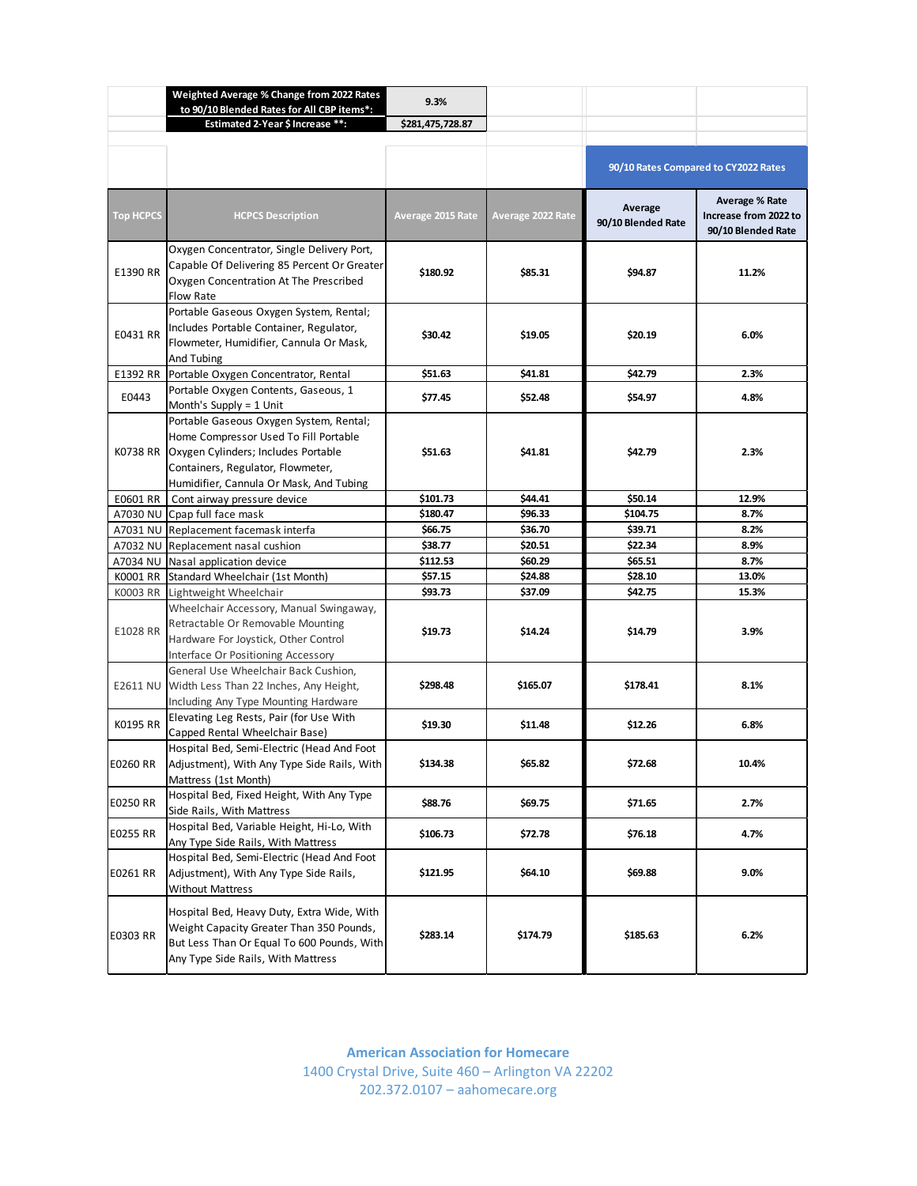| | | | | | |
|---|---|---|---|---|---|
| | **Weighted Average % Change from 2022 Rates to 90/10 Blended Rates for All CBP items*:** | 9.3% | | | |
| | **Estimated 2-Year $ Increase **:** | $281,475,728.87 | | | |
| | | | | **90/10 Rates Compared to CY2022 Rates** | |
| **Top HCPCS** | **HCPCS Description** | **Average 2015 Rate** | **Average 2022 Rate** | **Average 90/10 Blended Rate** | **Average % Rate Increase from 2022 to 90/10 Blended Rate** |
| E1390 RR | Oxygen Concentrator, Single Delivery Port, Capable Of Delivering 85 Percent Or Greater Oxygen Concentration At The Prescribed Flow Rate | $180.92 | $85.31 | $94.87 | 11.2% |
| E0431 RR | Portable Gaseous Oxygen System, Rental; Includes Portable Container, Regulator, Flowmeter, Humidifier, Cannula Or Mask, And Tubing | $30.42 | $19.05 | $20.19 | 6.0% |
| E1392 RR | Portable Oxygen Concentrator, Rental | $51.63 | $41.81 | $42.79 | 2.3% |
| E0443 | Portable Oxygen Contents, Gaseous, 1 Month's Supply = 1 Unit | $77.45 | $52.48 | $54.97 | 4.8% |
| K0738 RR | Portable Gaseous Oxygen System, Rental; Home Compressor Used To Fill Portable Oxygen Cylinders; Includes Portable Containers, Regulator, Flowmeter, Humidifier, Cannula Or Mask, And Tubing | $51.63 | $41.81 | $42.79 | 2.3% |
| E0601 RR | Cont airway pressure device | $101.73 | $44.41 | $50.14 | 12.9% |
| A7030 NU | Cpap full face mask | $180.47 | $96.33 | $104.75 | 8.7% |
| A7031 NU | Replacement facemask interfa | $66.75 | $36.70 | $39.71 | 8.2% |
| A7032 NU | Replacement nasal cushion | $38.77 | $20.51 | $22.34 | 8.9% |
| A7034 NU | Nasal application device | $112.53 | $60.29 | $65.51 | 8.7% |
| K0001 RR | Standard Wheelchair (1st Month) | $57.15 | $24.88 | $28.10 | 13.0% |
| K0003 RR | Lightweight Wheelchair | $93.73 | $37.09 | $42.75 | 15.3% |
| E1028 RR | Wheelchair Accessory, Manual Swingaway, Retractable Or Removable Mounting Hardware For Joystick, Other Control Interface Or Positioning Accessory | $19.73 | $14.24 | $14.79 | 3.9% |
| E2611 NU | General Use Wheelchair Back Cushion, Width Less Than 22 Inches, Any Height, Including Any Type Mounting Hardware | $298.48 | $165.07 | $178.41 | 8.1% |
| K0195 RR | Elevating Leg Rests, Pair (for Use With Capped Rental Wheelchair Base) | $19.30 | $11.48 | $12.26 | 6.8% |
| E0260 RR | Hospital Bed, Semi-Electric (Head And Foot Adjustment), With Any Type Side Rails, With Mattress (1st Month) | $134.38 | $65.82 | $72.68 | 10.4% |
| E0250 RR | Hospital Bed, Fixed Height, With Any Type Side Rails, With Mattress | $88.76 | $69.75 | $71.65 | 2.7% |
| E0255 RR | Hospital Bed, Variable Height, Hi-Lo, With Any Type Side Rails, With Mattress | $106.73 | $72.78 | $76.18 | 4.7% |
| E0261 RR | Hospital Bed, Semi-Electric (Head And Foot Adjustment), With Any Type Side Rails, Without Mattress | $121.95 | $64.10 | $69.88 | 9.0% |
| E0303 RR | Hospital Bed, Heavy Duty, Extra Wide, With Weight Capacity Greater Than 350 Pounds, But Less Than Or Equal To 600 Pounds, With Any Type Side Rails, With Mattress | $283.14 | $174.79 | $185.63 | 6.2% |

**American Association for Homecare**
1400 Crystal Drive, Suite 460 – Arlington VA 22202
202.372.0107 – aahomecare.org